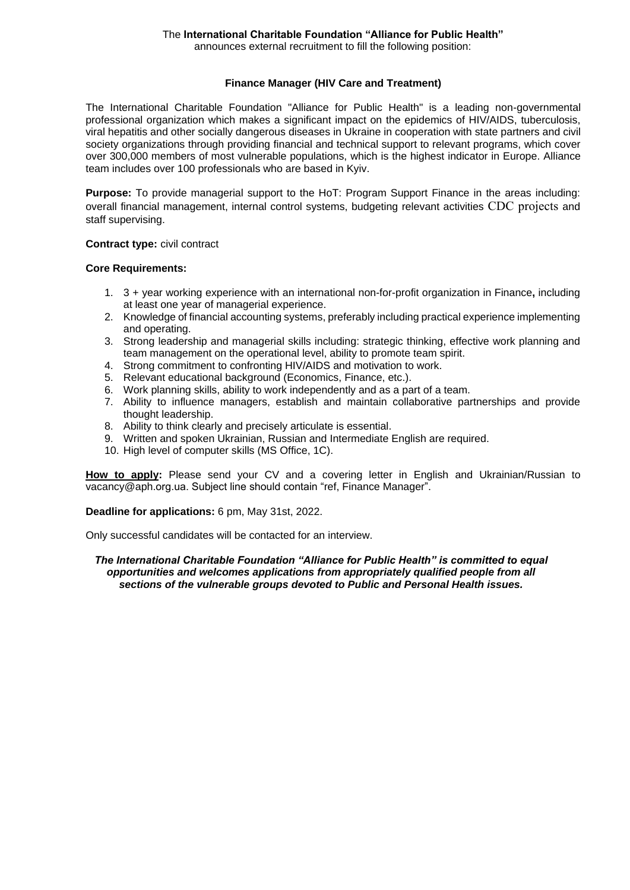The **International Charitable Foundation "Alliance for Public Health"**
announces external recruitment to fill the following position:

## Finance Manager (HIV Care and Treatment)

The International Charitable Foundation "Alliance for Public Health" is a leading non-governmental professional organization which makes a significant impact on the epidemics of HIV/AIDS, tuberculosis, viral hepatitis and other socially dangerous diseases in Ukraine in cooperation with state partners and civil society organizations through providing financial and technical support to relevant programs, which cover over 300,000 members of most vulnerable populations, which is the highest indicator in Europe. Alliance team includes over 100 professionals who are based in Kyiv.

**Purpose:** To provide managerial support to the HoT: Program Support Finance in the areas including: overall financial management, internal control systems, budgeting relevant activities CDC projects and staff supervising.

**Contract type:** civil contract

**Core Requirements:**

1. 3 + year working experience with an international non-for-profit organization in Finance**,** including at least one year of managerial experience.
2. Knowledge of financial accounting systems, preferably including practical experience implementing and operating.
3. Strong leadership and managerial skills including: strategic thinking, effective work planning and team management on the operational level, ability to promote team spirit.
4. Strong commitment to confronting HIV/AIDS and motivation to work.
5. Relevant educational background (Economics, Finance, etc.).
6. Work planning skills, ability to work independently and as a part of a team.
7. Ability to influence managers, establish and maintain collaborative partnerships and provide thought leadership.
8. Ability to think clearly and precisely articulate is essential.
9. Written and spoken Ukrainian, Russian and Intermediate English are required.
10. High level of computer skills (MS Office, 1C).

**How to apply:** Please send your CV and a covering letter in English and Ukrainian/Russian to vacancy@aph.org.ua. Subject line should contain "ref, Finance Manager".

**Deadline for applications:** 6 pm, May 31st, 2022.

Only successful candidates will be contacted for an interview.

***The International Charitable Foundation "Alliance for Public Health" is committed to equal opportunities and welcomes applications from appropriately qualified people from all sections of the vulnerable groups devoted to Public and Personal Health issues.***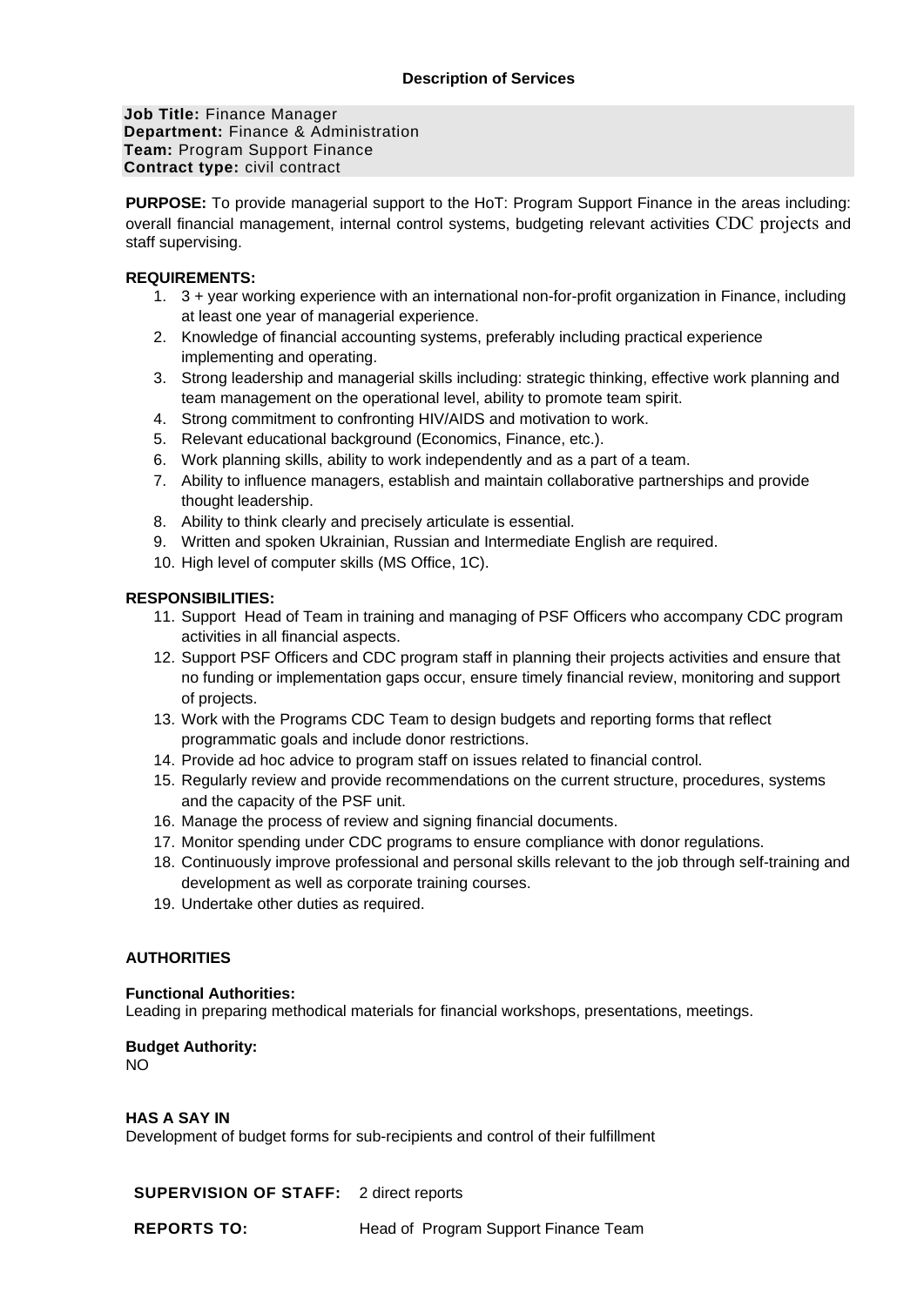**Description of Services**

**Job Title:** Finance Manager
**Department:** Finance & Administration
**Team:** Program Support Finance
**Contract type:** civil contract

**PURPOSE:** To provide managerial support to the HoT: Program Support Finance in the areas including: overall financial management, internal control systems, budgeting relevant activities CDC projects and staff supervising.

**REQUIREMENTS:**

1. 3 + year working experience with an international non-for-profit organization in Finance, including at least one year of managerial experience.
2. Knowledge of financial accounting systems, preferably including practical experience implementing and operating.
3. Strong leadership and managerial skills including: strategic thinking, effective work planning and team management on the operational level, ability to promote team spirit.
4. Strong commitment to confronting HIV/AIDS and motivation to work.
5. Relevant educational background (Economics, Finance, etc.).
6. Work planning skills, ability to work independently and as a part of a team.
7. Ability to influence managers, establish and maintain collaborative partnerships and provide thought leadership.
8. Ability to think clearly and precisely articulate is essential.
9. Written and spoken Ukrainian, Russian and Intermediate English are required.
10. High level of computer skills (MS Office, 1C).

**RESPONSIBILITIES:**

11. Support Head of Team in training and managing of PSF Officers who accompany CDC program activities in all financial aspects.
12. Support PSF Officers and CDC program staff in planning their projects activities and ensure that no funding or implementation gaps occur, ensure timely financial review, monitoring and support of projects.
13. Work with the Programs CDC Team to design budgets and reporting forms that reflect programmatic goals and include donor restrictions.
14. Provide ad hoc advice to program staff on issues related to financial control.
15. Regularly review and provide recommendations on the current structure, procedures, systems and the capacity of the PSF unit.
16. Manage the process of review and signing financial documents.
17. Monitor spending under CDC programs to ensure compliance with donor regulations.
18. Continuously improve professional and personal skills relevant to the job through self-training and development as well as corporate training courses.
19. Undertake other duties as required.

**AUTHORITIES**

**Functional Authorities:**
Leading in preparing methodical materials for financial workshops, presentations, meetings.

**Budget Authority:**
NO

**HAS A SAY IN**
Development of budget forms for sub-recipients and control of their fulfillment

**SUPERVISION OF STAFF:** 2 direct reports

**REPORTS TO:** Head of Program Support Finance Team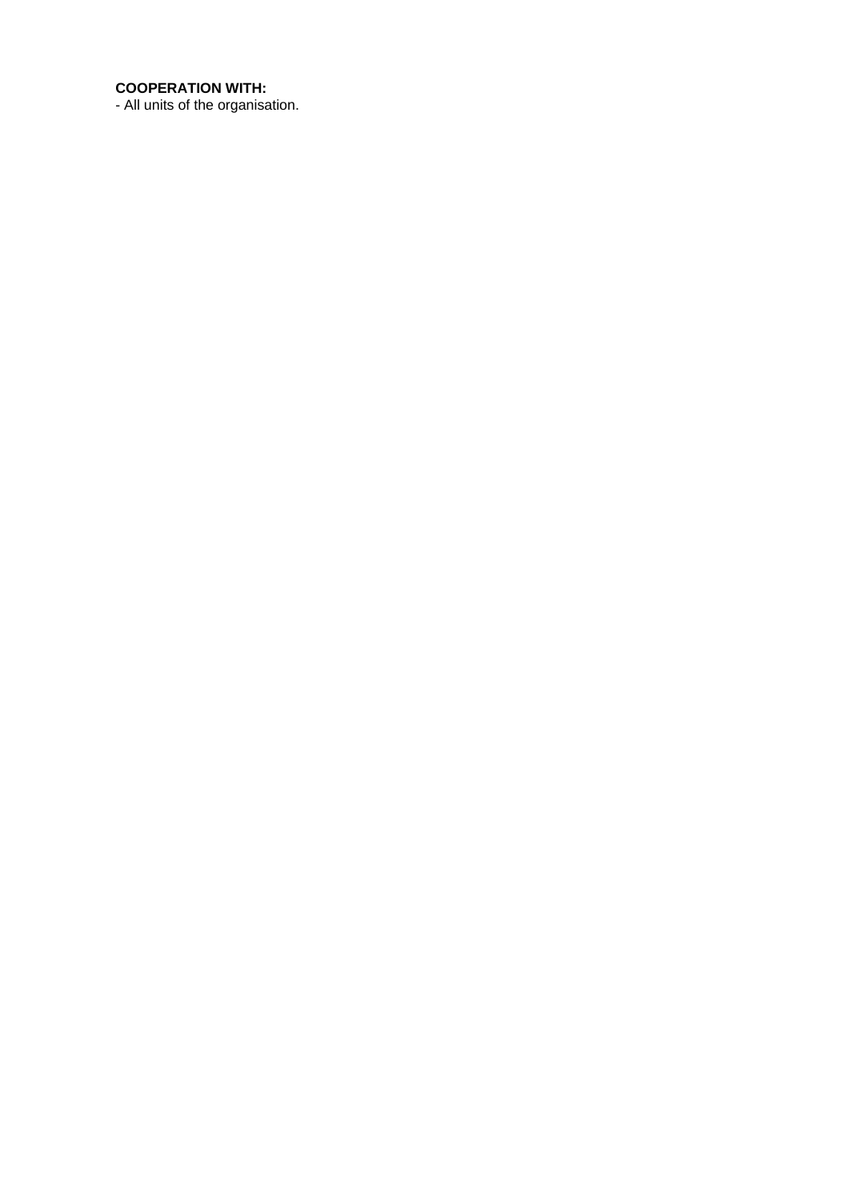**COOPERATION WITH:**

- All units of the organisation.